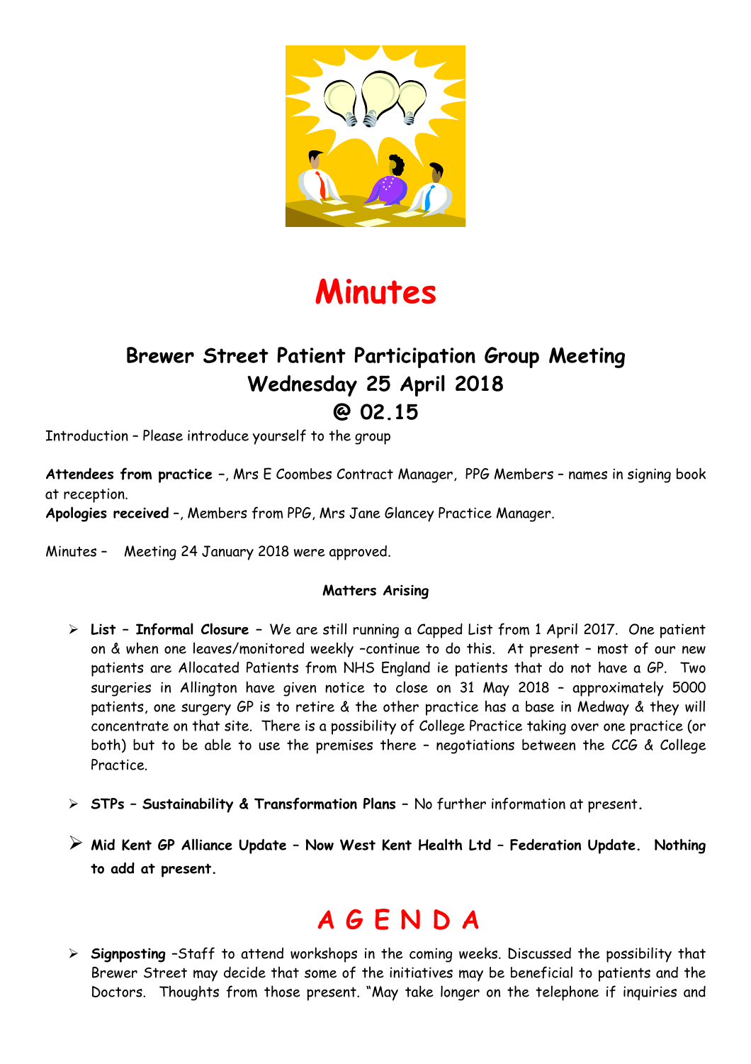# Minutes

## Brewer Street Patient Participation Group Meeting
## Wednesday 25 April 2018
## @ 02.15

Introduction – Please introduce yourself to the group

**Attendees from practice** –, Mrs E Coombes Contract Manager, PPG Members – names in signing book at reception.
**Apologies received** –, Members from PPG, Mrs Jane Glancey Practice Manager.

Minutes – Meeting 24 January 2018 were approved.

**Matters Arising**

- **List – Informal Closure** – We are still running a Capped List from 1 April 2017. One patient on & when one leaves/monitored weekly –continue to do this. At present – most of our new patients are Allocated Patients from NHS England ie patients that do not have a GP. Two surgeries in Allington have given notice to close on 31 May 2018 – approximately 5000 patients, one surgery GP is to retire & the other practice has a base in Medway & they will concentrate on that site. There is a possibility of College Practice taking over one practice (or both) but to be able to use the premises there – negotiations between the CCG & College Practice.

- **STPs – Sustainability & Transformation Plans** – No further information at present.

- **Mid Kent GP Alliance Update – Now West Kent Health Ltd – Federation Update. Nothing to add at present.**

# A G E N D A

- **Signposting** –Staff to attend workshops in the coming weeks. Discussed the possibility that Brewer Street may decide that some of the initiatives may be beneficial to patients and the Doctors. Thoughts from those present. "May take longer on the telephone if inquiries and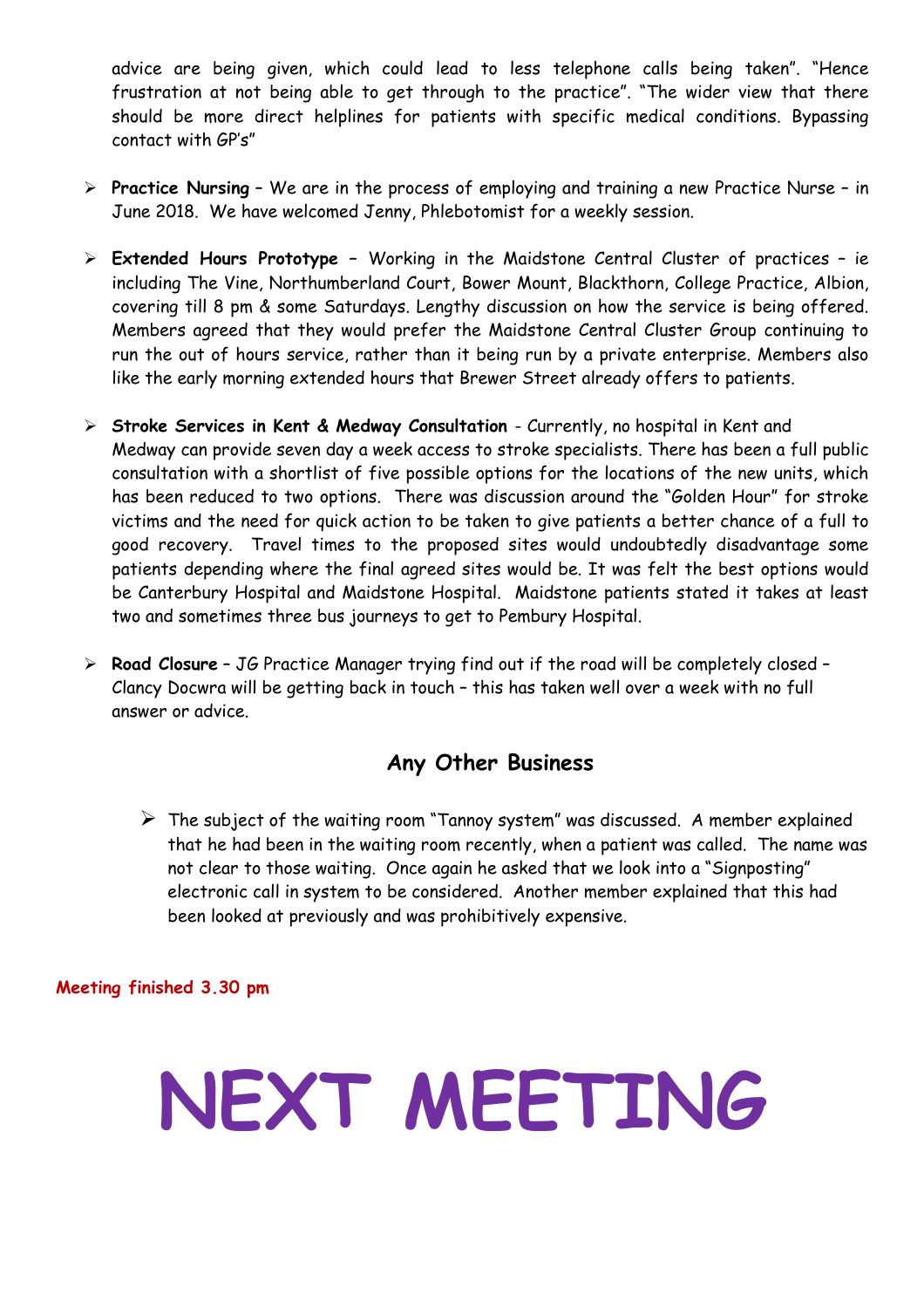advice are being given, which could lead to less telephone calls being taken". "Hence frustration at not being able to get through to the practice". "The wider view that there should be more direct helplines for patients with specific medical conditions. Bypassing contact with GP's"

- **Practice Nursing** – We are in the process of employing and training a new Practice Nurse – in June 2018. We have welcomed Jenny, Phlebotomist for a weekly session.

- **Extended Hours Prototype** – Working in the Maidstone Central Cluster of practices – ie including The Vine, Northumberland Court, Bower Mount, Blackthorn, College Practice, Albion, covering till 8 pm & some Saturdays. Lengthy discussion on how the service is being offered. Members agreed that they would prefer the Maidstone Central Cluster Group continuing to run the out of hours service, rather than it being run by a private enterprise. Members also like the early morning extended hours that Brewer Street already offers to patients.

- **Stroke Services in Kent & Medway Consultation** - Currently, no hospital in Kent and Medway can provide seven day a week access to stroke specialists. There has been a full public consultation with a shortlist of five possible options for the locations of the new units, which has been reduced to two options. There was discussion around the "Golden Hour" for stroke victims and the need for quick action to be taken to give patients a better chance of a full to good recovery. Travel times to the proposed sites would undoubtedly disadvantage some patients depending where the final agreed sites would be. It was felt the best options would be Canterbury Hospital and Maidstone Hospital. Maidstone patients stated it takes at least two and sometimes three bus journeys to get to Pembury Hospital.

- **Road Closure** – JG Practice Manager trying find out if the road will be completely closed – Clancy Docwra will be getting back in touch – this has taken well over a week with no full answer or advice.

## Any Other Business

- The subject of the waiting room "Tannoy system" was discussed. A member explained that he had been in the waiting room recently, when a patient was called. The name was not clear to those waiting. Once again he asked that we look into a "Signposting" electronic call in system to be considered. Another member explained that this had been looked at previously and was prohibitively expensive.

**Meeting finished 3.30 pm**

# NEXT MEETING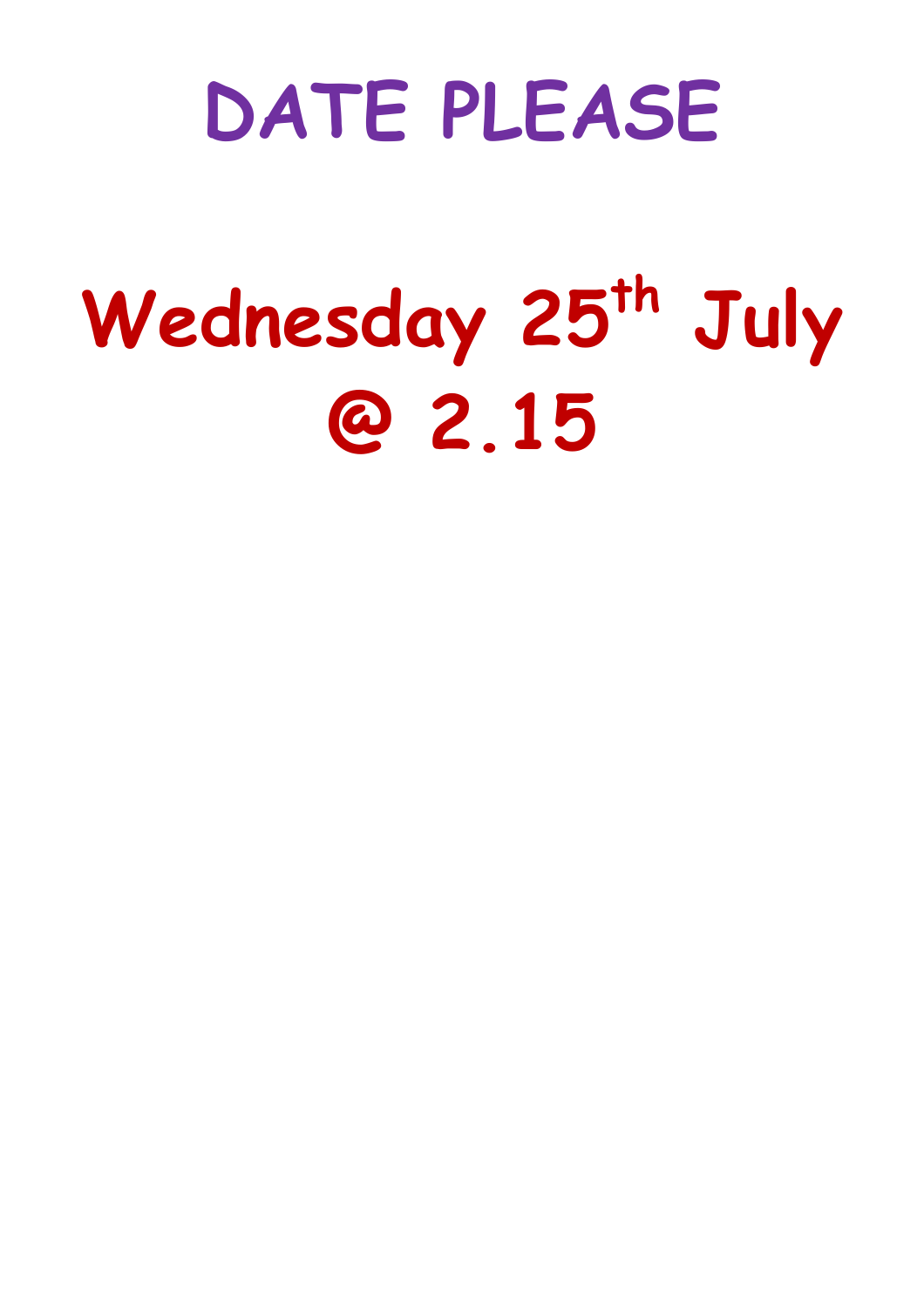# DATE PLEASE

# Wednesday 25th July @ 2.15